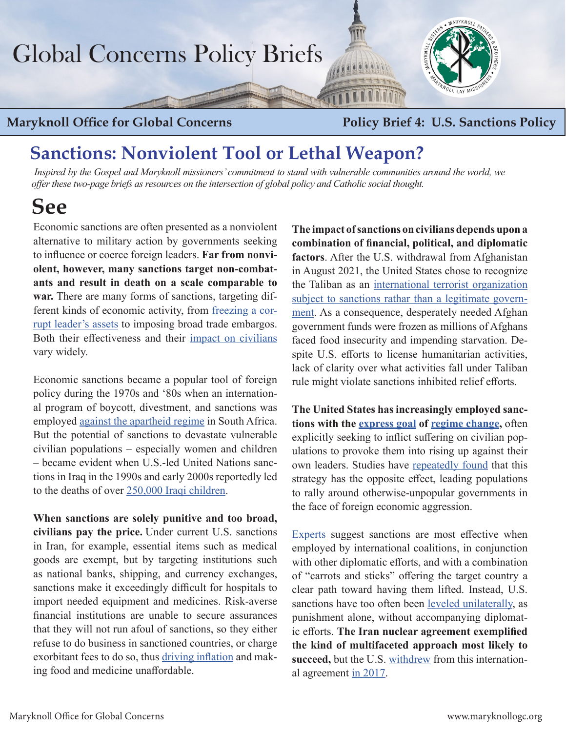# Global Concerns Policy Briefs

**Maryknoll Office for Global Concerns** — **Policy Brief 4: U.S. Sanctions Policy**

## Sanctions: Nonviolent Tool or Lethal Weapon?

*Inspired by the Gospel and Maryknoll missioners' commitment to stand with vulnerable communities around the world, we offer these two-page briefs as resources on the intersection of global policy and Catholic social thought.*

# See

Economic sanctions are often presented as a nonviolent alternative to military action by governments seeking to influence or coerce foreign leaders. **Far from nonviolent, however, many sanctions target non-combatants and result in death on a scale comparable to war.** There are many forms of sanctions, targeting different kinds of economic activity, from freezing a corrupt leader's assets to imposing broad trade embargos. Both their effectiveness and their impact on civilians vary widely.

Economic sanctions became a popular tool of foreign policy during the 1970s and '80s when an international program of boycott, divestment, and sanctions was employed against the apartheid regime in South Africa. But the potential of sanctions to devastate vulnerable civilian populations – especially women and children – became evident when U.S.-led United Nations sanctions in Iraq in the 1990s and early 2000s reportedly led to the deaths of over 250,000 Iraqi children.

**When sanctions are solely punitive and too broad, civilians pay the price.** Under current U.S. sanctions in Iran, for example, essential items such as medical goods are exempt, but by targeting institutions such as national banks, shipping, and currency exchanges, sanctions make it exceedingly difficult for hospitals to import needed equipment and medicines. Risk-averse financial institutions are unable to secure assurances that they will not run afoul of sanctions, so they either refuse to do business in sanctioned countries, or charge exorbitant fees to do so, thus driving inflation and making food and medicine unaffordable.

**The impact of sanctions on civilians depends upon a combination of financial, political, and diplomatic factors**. After the U.S. withdrawal from Afghanistan in August 2021, the United States chose to recognize the Taliban as an international terrorist organization subject to sanctions rathar than a legitimate government. As a consequence, desperately needed Afghan government funds were frozen as millions of Afghans faced food insecurity and impending starvation. Despite U.S. efforts to license humanitarian activities, lack of clarity over what activities fall under Taliban rule might violate sanctions inhibited relief efforts.

**The United States has increasingly employed sanctions with the express goal of regime change,** often explicitly seeking to inflict suffering on civilian populations to provoke them into rising up against their own leaders. Studies have repeatedly found that this strategy has the opposite effect, leading populations to rally around otherwise-unpopular governments in the face of foreign economic aggression.

Experts suggest sanctions are most effective when employed by international coalitions, in conjunction with other diplomatic efforts, and with a combination of "carrots and sticks" offering the target country a clear path toward having them lifted. Instead, U.S. sanctions have too often been leveled unilaterally, as punishment alone, without accompanying diplomatic efforts. **The Iran nuclear agreement exemplified the kind of multifaceted approach most likely to succeed,** but the U.S. withdrew from this international agreement in 2017.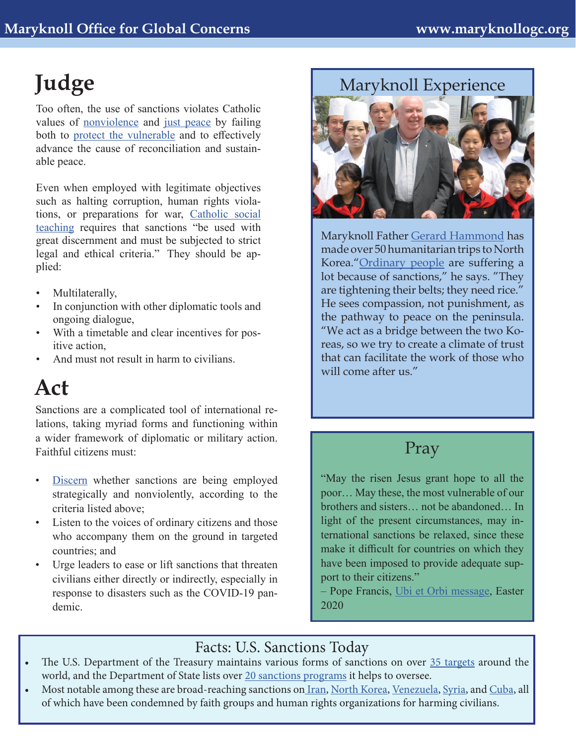# Judge

Too often, the use of sanctions violates Catholic values of nonviolence and just peace by failing both to protect the vulnerable and to effectively advance the cause of reconciliation and sustainable peace.

Even when employed with legitimate objectives such as halting corruption, human rights violations, or preparations for war, Catholic social teaching requires that sanctions "be used with great discernment and must be subjected to strict legal and ethical criteria." They should be applied:

- Multilaterally,
- In conjunction with other diplomatic tools and ongoing dialogue,
- With a timetable and clear incentives for positive action,
- And must not result in harm to civilians.

# Act

Sanctions are a complicated tool of international relations, taking myriad forms and functioning within a wider framework of diplomatic or military action. Faithful citizens must:

- Discern whether sanctions are being employed strategically and nonviolently, according to the criteria listed above;
- Listen to the voices of ordinary citizens and those who accompany them on the ground in targeted countries; and
- Urge leaders to ease or lift sanctions that threaten civilians either directly or indirectly, especially in response to disasters such as the COVID-19 pandemic.

## Maryknoll Experience

Maryknoll Father Gerard Hammond has made over 50 humanitarian trips to North Korea. "Ordinary people are suffering a lot because of sanctions," he says. "They are tightening their belts; they need rice." He sees compassion, not punishment, as the pathway to peace on the peninsula. "We act as a bridge between the two Koreas, so we try to create a climate of trust that can facilitate the work of those who will come after us."

## Pray

"May the risen Jesus grant hope to all the poor… May these, the most vulnerable of our brothers and sisters… not be abandoned… In light of the present circumstances, may international sanctions be relaxed, since these make it difficult for countries on which they have been imposed to provide adequate support to their citizens."

– Pope Francis, Ubi et Orbi message, Easter 2020

## Facts: U.S. Sanctions Today

- The U.S. Department of the Treasury maintains various forms of sanctions on over 35 targets around the world, and the Department of State lists over 20 sanctions programs it helps to oversee.
- Most notable among these are broad-reaching sanctions on Iran, North Korea, Venezuela, Syria, and Cuba, all of which have been condemned by faith groups and human rights organizations for harming civilians.